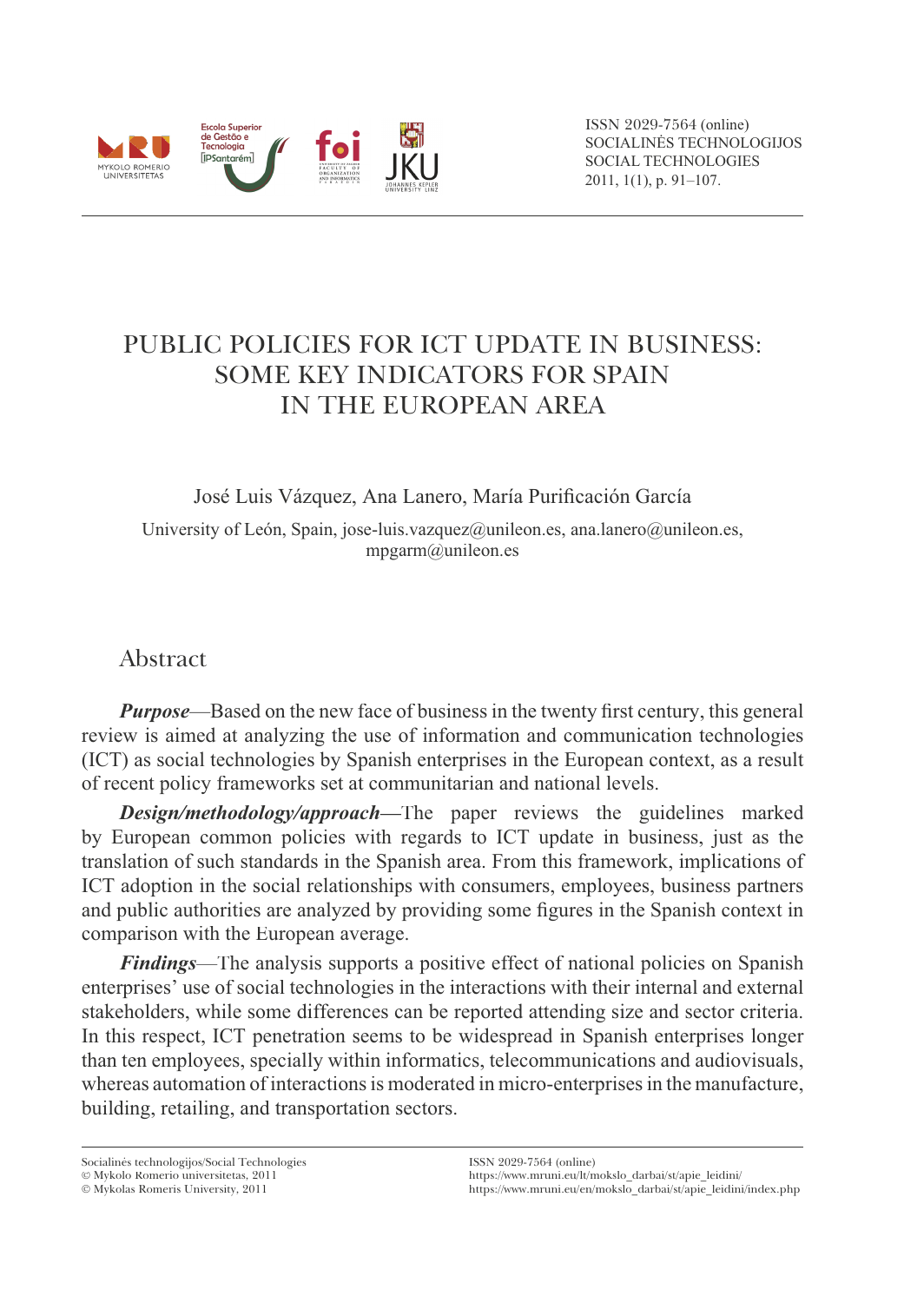# PUBLIC POLICIES FOR ICT UPDATE IN BUSINESS: SOME KEY INDICATORS FOR SPAIN IN THE EUROPEAN AREA

José Luis Vázquez, Ana Lanero, María Purificación García

University of León, Spain, jose-luis.vazquez@unileon.es, ana.lanero@unileon.es, mpgarm@unileon.es

## Abstract

***Purpose***—Based on the new face of business in the twenty first century, this general review is aimed at analyzing the use of information and communication technologies (ICT) as social technologies by Spanish enterprises in the European context, as a result of recent policy frameworks set at communitarian and national levels.

***Design/methodology/approach***—The paper reviews the guidelines marked by European common policies with regards to ICT update in business, just as the translation of such standards in the Spanish area. From this framework, implications of ICT adoption in the social relationships with consumers, employees, business partners and public authorities are analyzed by providing some figures in the Spanish context in comparison with the European average.

***Findings***—The analysis supports a positive effect of national policies on Spanish enterprises' use of social technologies in the interactions with their internal and external stakeholders, while some differences can be reported attending size and sector criteria. In this respect, ICT penetration seems to be widespread in Spanish enterprises longer than ten employees, specially within informatics, telecommunications and audiovisuals, whereas automation of interactions is moderated in micro-enterprises in the manufacture, building, retailing, and transportation sectors.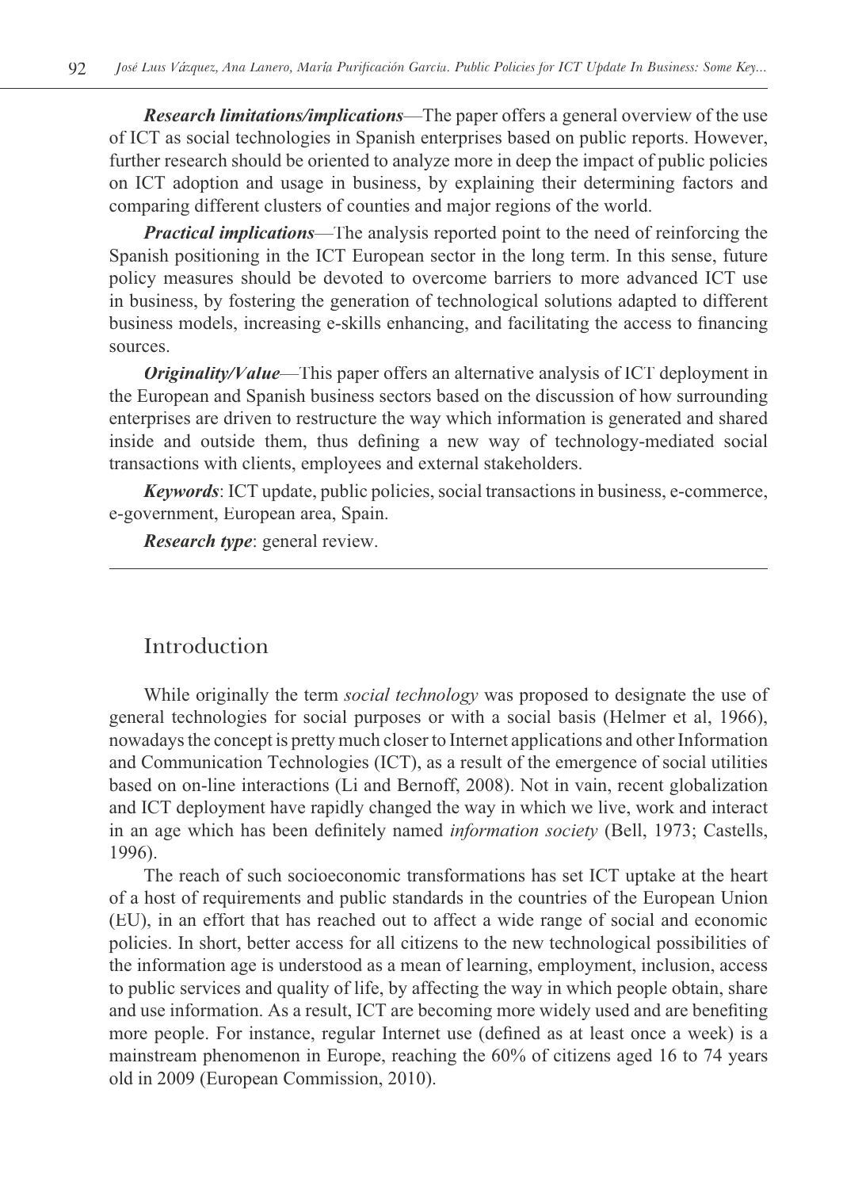***Research limitations/implications***—The paper offers a general overview of the use of ICT as social technologies in Spanish enterprises based on public reports. However, further research should be oriented to analyze more in deep the impact of public policies on ICT adoption and usage in business, by explaining their determining factors and comparing different clusters of counties and major regions of the world.

***Practical implications***—The analysis reported point to the need of reinforcing the Spanish positioning in the ICT European sector in the long term. In this sense, future policy measures should be devoted to overcome barriers to more advanced ICT use in business, by fostering the generation of technological solutions adapted to different business models, increasing e-skills enhancing, and facilitating the access to financing sources.

***Originality/Value***—This paper offers an alternative analysis of ICT deployment in the European and Spanish business sectors based on the discussion of how surrounding enterprises are driven to restructure the way which information is generated and shared inside and outside them, thus defining a new way of technology-mediated social transactions with clients, employees and external stakeholders.

***Keywords***: ICT update, public policies, social transactions in business, e-commerce, e-government, European area, Spain.

***Research type***: general review.

## Introduction

While originally the term *social technology* was proposed to designate the use of general technologies for social purposes or with a social basis (Helmer et al, 1966), nowadays the concept is pretty much closer to Internet applications and other Information and Communication Technologies (ICT), as a result of the emergence of social utilities based on on-line interactions (Li and Bernoff, 2008). Not in vain, recent globalization and ICT deployment have rapidly changed the way in which we live, work and interact in an age which has been definitely named *information society* (Bell, 1973; Castells, 1996).

The reach of such socioeconomic transformations has set ICT uptake at the heart of a host of requirements and public standards in the countries of the European Union (EU), in an effort that has reached out to affect a wide range of social and economic policies. In short, better access for all citizens to the new technological possibilities of the information age is understood as a mean of learning, employment, inclusion, access to public services and quality of life, by affecting the way in which people obtain, share and use information. As a result, ICT are becoming more widely used and are benefiting more people. For instance, regular Internet use (defined as at least once a week) is a mainstream phenomenon in Europe, reaching the 60% of citizens aged 16 to 74 years old in 2009 (European Commission, 2010).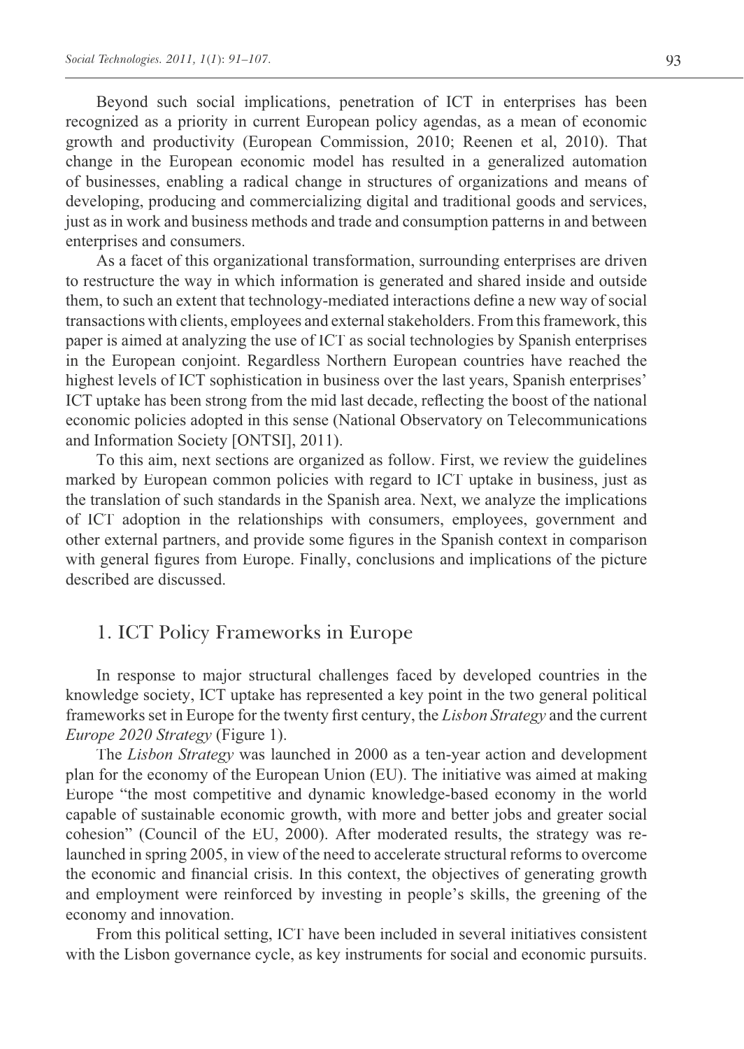Beyond such social implications, penetration of ICT in enterprises has been recognized as a priority in current European policy agendas, as a mean of economic growth and productivity (European Commission, 2010; Reenen et al, 2010). That change in the European economic model has resulted in a generalized automation of businesses, enabling a radical change in structures of organizations and means of developing, producing and commercializing digital and traditional goods and services, just as in work and business methods and trade and consumption patterns in and between enterprises and consumers.

As a facet of this organizational transformation, surrounding enterprises are driven to restructure the way in which information is generated and shared inside and outside them, to such an extent that technology-mediated interactions define a new way of social transactions with clients, employees and external stakeholders. From this framework, this paper is aimed at analyzing the use of ICT as social technologies by Spanish enterprises in the European conjoint. Regardless Northern European countries have reached the highest levels of ICT sophistication in business over the last years, Spanish enterprises' ICT uptake has been strong from the mid last decade, reflecting the boost of the national economic policies adopted in this sense (National Observatory on Telecommunications and Information Society [ONTSI], 2011).

To this aim, next sections are organized as follow. First, we review the guidelines marked by European common policies with regard to ICT uptake in business, just as the translation of such standards in the Spanish area. Next, we analyze the implications of ICT adoption in the relationships with consumers, employees, government and other external partners, and provide some figures in the Spanish context in comparison with general figures from Europe. Finally, conclusions and implications of the picture described are discussed.

## 1. ICT Policy Frameworks in Europe

In response to major structural challenges faced by developed countries in the knowledge society, ICT uptake has represented a key point in the two general political frameworks set in Europe for the twenty first century, the *Lisbon Strategy* and the current *Europe 2020 Strategy* (Figure 1).

The *Lisbon Strategy* was launched in 2000 as a ten-year action and development plan for the economy of the European Union (EU). The initiative was aimed at making Europe "the most competitive and dynamic knowledge-based economy in the world capable of sustainable economic growth, with more and better jobs and greater social cohesion" (Council of the EU, 2000). After moderated results, the strategy was re-launched in spring 2005, in view of the need to accelerate structural reforms to overcome the economic and financial crisis. In this context, the objectives of generating growth and employment were reinforced by investing in people's skills, the greening of the economy and innovation.

From this political setting, ICT have been included in several initiatives consistent with the Lisbon governance cycle, as key instruments for social and economic pursuits.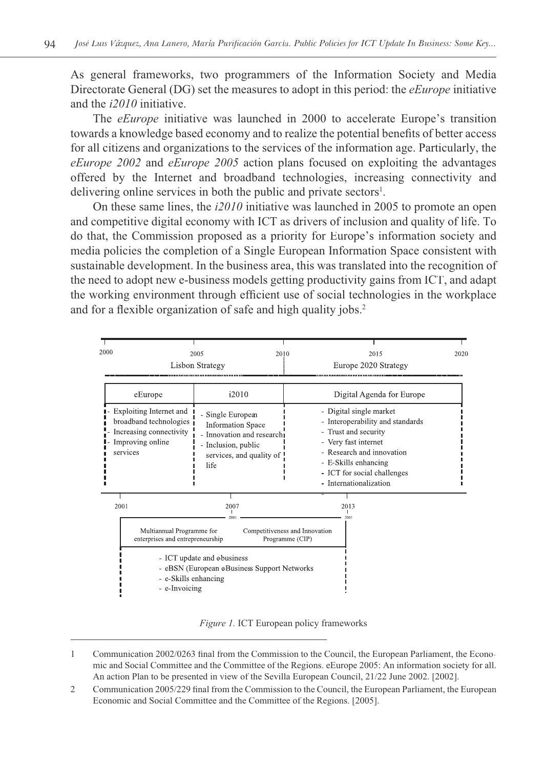As general frameworks, two programmers of the Information Society and Media Directorate General (DG) set the measures to adopt in this period: the *eEurope* initiative and the *i2010* initiative.

The *eEurope* initiative was launched in 2000 to accelerate Europe's transition towards a knowledge based economy and to realize the potential benefits of better access for all citizens and organizations to the services of the information age. Particularly, the *eEurope 2002* and *eEurope 2005* action plans focused on exploiting the advantages offered by the Internet and broadband technologies, increasing connectivity and delivering online services in both the public and private sectors[1].

On these same lines, the *i2010* initiative was launched in 2005 to promote an open and competitive digital economy with ICT as drivers of inclusion and quality of life. To do that, the Commission proposed as a priority for Europe's information society and media policies the completion of a Single European Information Space consistent with sustainable development. In the business area, this was translated into the recognition of the need to adopt new e-business models getting productivity gains from ICT, and adapt the working environment through efficient use of social technologies in the workplace and for a flexible organization of safe and high quality jobs.[2]

| 2000–2010: Lisbon Strategy | | 2010–2020: Europe 2020 Strategy |
|---|---|---|
| eEurope | i2010 | Digital Agenda for Europe |
| - Exploiting Internet and broadband technologies<br>- Increasing connectivity<br>- Improving online services | - Single European Information Space<br>- Innovation and research<br>- Inclusion, public services, and quality of life | - Digital single market<br>- Interoperability and standards<br>- Trust and security<br>- Very fast internet<br>- Research and innovation<br>- E-Skills enhancing<br>- ICT for social challenges<br>- Internationalization |

| 2001–2007 | 2007–2013 |
|---|---|
| Multiannual Programme for enterprises and entrepreneurship | Competitiveness and Innovation Programme (CIP) |
| - ICT update and e-business<br>- eBSN (European e-Business Support Networks<br>- e-Skills enhancing<br>- e-Invoicing | |

*Figure 1.* ICT European policy frameworks

---

1 Communication 2002/0263 final from the Commission to the Council, the European Parliament, the Economic and Social Committee and the Committee of the Regions. eEurope 2005: An information society for all. An action Plan to be presented in view of the Sevilla European Council, 21/22 June 2002. [2002].

2 Communication 2005/229 final from the Commission to the Council, the European Parliament, the European Economic and Social Committee and the Committee of the Regions. [2005].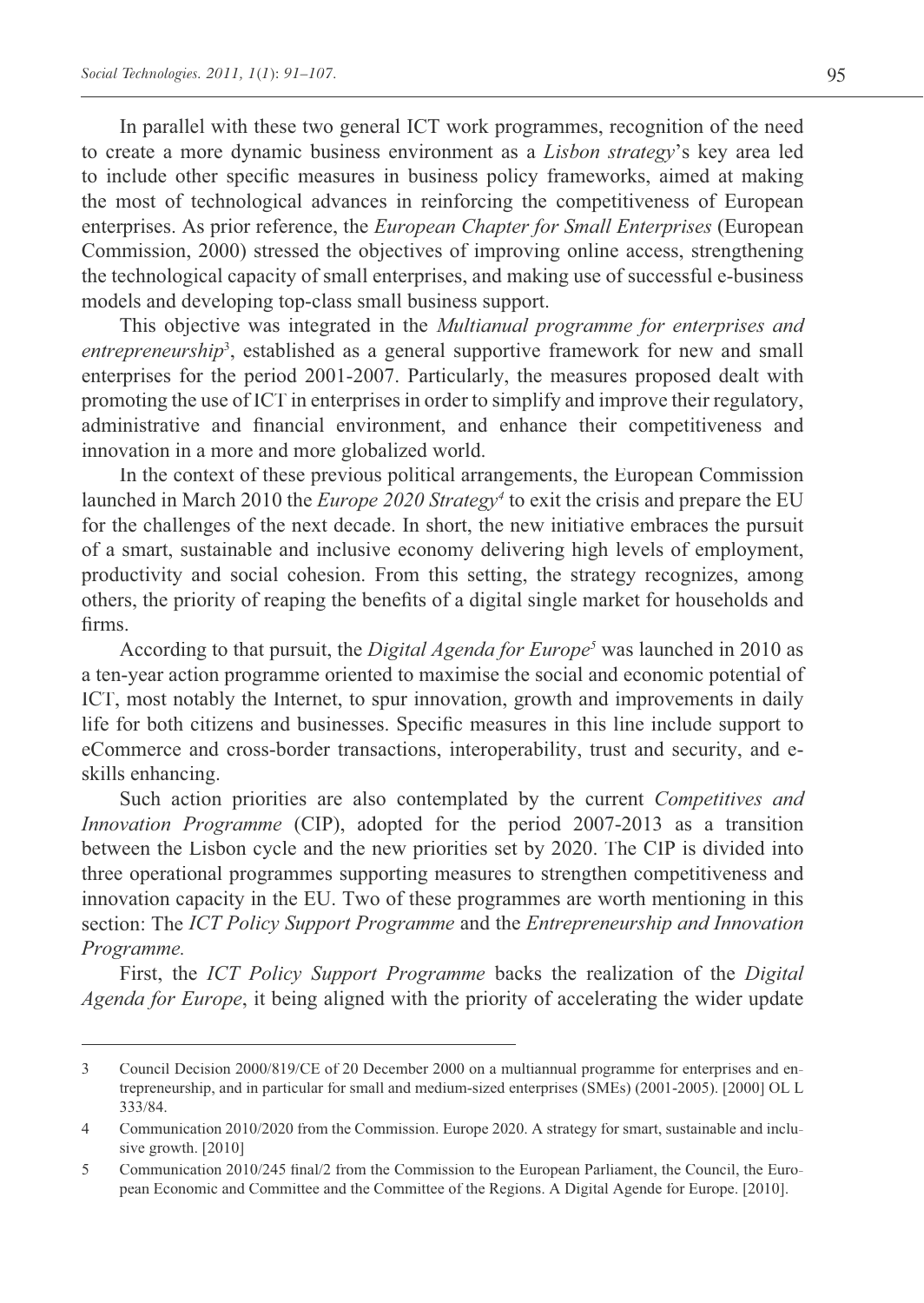In parallel with these two general ICT work programmes, recognition of the need to create a more dynamic business environment as a *Lisbon strategy*'s key area led to include other specific measures in business policy frameworks, aimed at making the most of technological advances in reinforcing the competitiveness of European enterprises. As prior reference, the *European Chapter for Small Enterprises* (European Commission, 2000) stressed the objectives of improving online access, strengthening the technological capacity of small enterprises, and making use of successful e-business models and developing top-class small business support.

This objective was integrated in the *Multianual programme for enterprises and entrepreneurship*[3], established as a general supportive framework for new and small enterprises for the period 2001-2007. Particularly, the measures proposed dealt with promoting the use of ICT in enterprises in order to simplify and improve their regulatory, administrative and financial environment, and enhance their competitiveness and innovation in a more and more globalized world.

In the context of these previous political arrangements, the European Commission launched in March 2010 the *Europe 2020 Strategy*[4] to exit the crisis and prepare the EU for the challenges of the next decade. In short, the new initiative embraces the pursuit of a smart, sustainable and inclusive economy delivering high levels of employment, productivity and social cohesion. From this setting, the strategy recognizes, among others, the priority of reaping the benefits of a digital single market for households and firms.

According to that pursuit, the *Digital Agenda for Europe*[5] was launched in 2010 as a ten-year action programme oriented to maximise the social and economic potential of ICT, most notably the Internet, to spur innovation, growth and improvements in daily life for both citizens and businesses. Specific measures in this line include support to eCommerce and cross-border transactions, interoperability, trust and security, and e-skills enhancing.

Such action priorities are also contemplated by the current *Competitives and Innovation Programme* (CIP), adopted for the period 2007-2013 as a transition between the Lisbon cycle and the new priorities set by 2020. The CIP is divided into three operational programmes supporting measures to strengthen competitiveness and innovation capacity in the EU. Two of these programmes are worth mentioning in this section: The *ICT Policy Support Programme* and the *Entrepreneurship and Innovation Programme.*

First, the *ICT Policy Support Programme* backs the realization of the *Digital Agenda for Europe*, it being aligned with the priority of accelerating the wider update

---

3 Council Decision 2000/819/CE of 20 December 2000 on a multiannual programme for enterprises and entrepreneurship, and in particular for small and medium-sized enterprises (SMEs) (2001-2005). [2000] OL L 333/84.

4 Communication 2010/2020 from the Commission. Europe 2020. A strategy for smart, sustainable and inclusive growth. [2010]

5 Communication 2010/245 final/2 from the Commission to the European Parliament, the Council, the European Economic and Committee and the Committee of the Regions. A Digital Agende for Europe. [2010].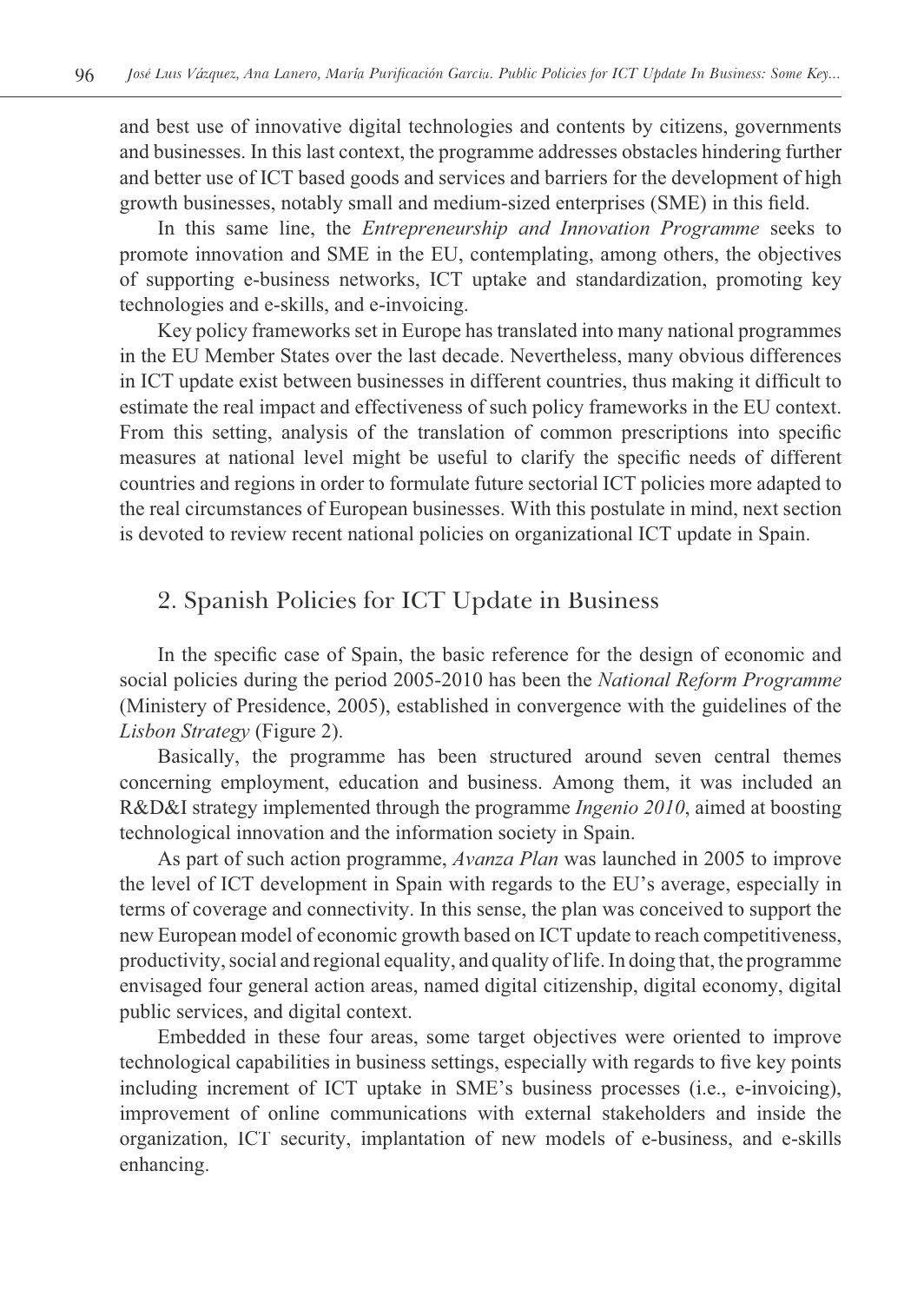and best use of innovative digital technologies and contents by citizens, governments and businesses. In this last context, the programme addresses obstacles hindering further and better use of ICT based goods and services and barriers for the development of high growth businesses, notably small and medium-sized enterprises (SME) in this field.

In this same line, the *Entrepreneurship and Innovation Programme* seeks to promote innovation and SME in the EU, contemplating, among others, the objectives of supporting e-business networks, ICT uptake and standardization, promoting key technologies and e-skills, and e-invoicing.

Key policy frameworks set in Europe has translated into many national programmes in the EU Member States over the last decade. Nevertheless, many obvious differences in ICT update exist between businesses in different countries, thus making it difficult to estimate the real impact and effectiveness of such policy frameworks in the EU context. From this setting, analysis of the translation of common prescriptions into specific measures at national level might be useful to clarify the specific needs of different countries and regions in order to formulate future sectorial ICT policies more adapted to the real circumstances of European businesses. With this postulate in mind, next section is devoted to review recent national policies on organizational ICT update in Spain.

## 2. Spanish Policies for ICT Update in Business

In the specific case of Spain, the basic reference for the design of economic and social policies during the period 2005-2010 has been the *National Reform Programme* (Ministery of Presidence, 2005), established in convergence with the guidelines of the *Lisbon Strategy* (Figure 2).

Basically, the programme has been structured around seven central themes concerning employment, education and business. Among them, it was included an R&D&I strategy implemented through the programme *Ingenio 2010*, aimed at boosting technological innovation and the information society in Spain.

As part of such action programme, *Avanza Plan* was launched in 2005 to improve the level of ICT development in Spain with regards to the EU's average, especially in terms of coverage and connectivity. In this sense, the plan was conceived to support the new European model of economic growth based on ICT update to reach competitiveness, productivity, social and regional equality, and quality of life. In doing that, the programme envisaged four general action areas, named digital citizenship, digital economy, digital public services, and digital context.

Embedded in these four areas, some target objectives were oriented to improve technological capabilities in business settings, especially with regards to five key points including increment of ICT uptake in SME's business processes (i.e., e-invoicing), improvement of online communications with external stakeholders and inside the organization, ICT security, implantation of new models of e-business, and e-skills enhancing.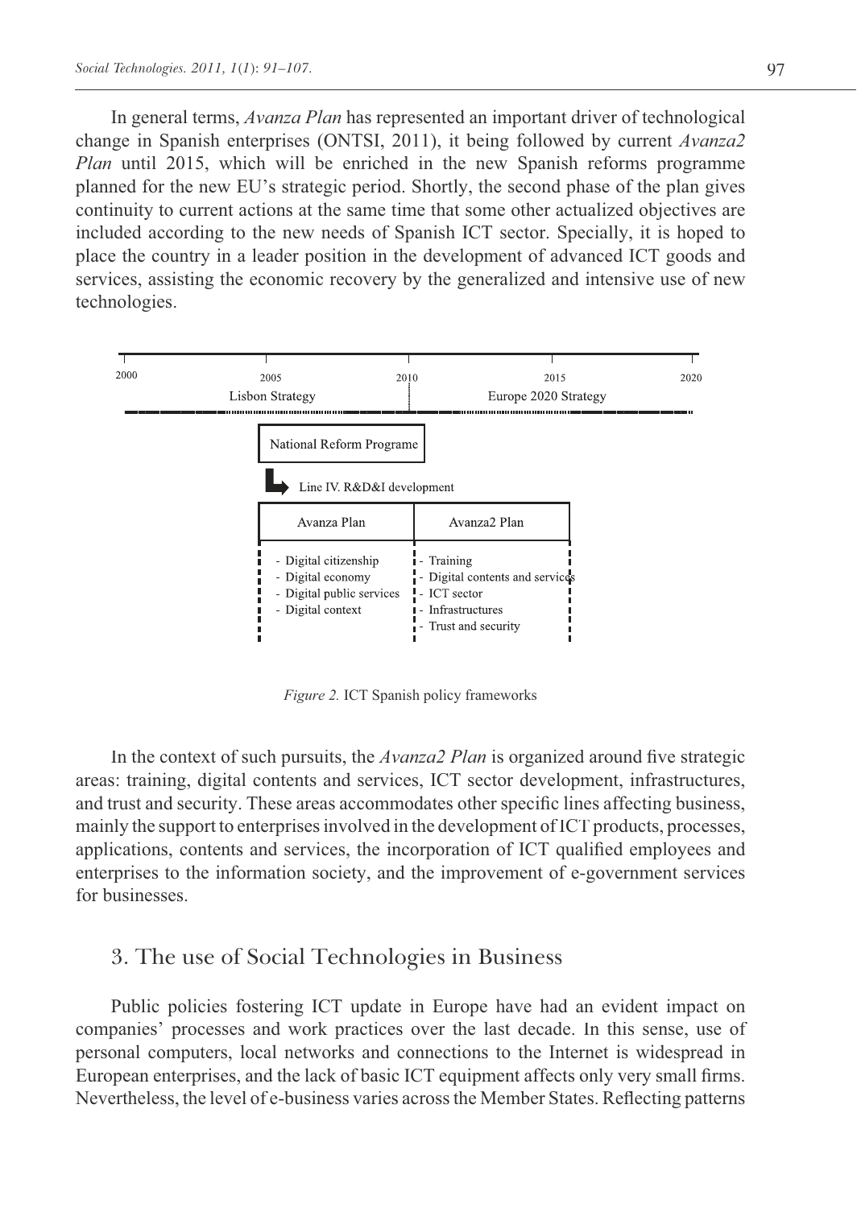In general terms, *Avanza Plan* has represented an important driver of technological change in Spanish enterprises (ONTSI, 2011), it being followed by current *Avanza2 Plan* until 2015, which will be enriched in the new Spanish reforms programme planned for the new EU's strategic period. Shortly, the second phase of the plan gives continuity to current actions at the same time that some other actualized objectives are included according to the new needs of Spanish ICT sector. Specially, it is hoped to place the country in a leader position in the development of advanced ICT goods and services, assisting the economic recovery by the generalized and intensive use of new technologies.

2000 | 2005 | 2010 | 2015 | 2020

Lisbon Strategy | Europe 2020 Strategy

National Reform Programe

Line IV. R&D&I development

| Avanza Plan | Avanza2 Plan |
| --- | --- |
| - Digital citizenship<br>- Digital economy<br>- Digital public services<br>- Digital context | - Training<br>- Digital contents and services<br>- ICT sector<br>- Infrastructures<br>- Trust and security |

*Figure 2.* ICT Spanish policy frameworks

In the context of such pursuits, the *Avanza2 Plan* is organized around five strategic areas: training, digital contents and services, ICT sector development, infrastructures, and trust and security. These areas accommodates other specific lines affecting business, mainly the support to enterprises involved in the development of ICT products, processes, applications, contents and services, the incorporation of ICT qualified employees and enterprises to the information society, and the improvement of e-government services for businesses.

## 3. The use of Social Technologies in Business

Public policies fostering ICT update in Europe have had an evident impact on companies' processes and work practices over the last decade. In this sense, use of personal computers, local networks and connections to the Internet is widespread in European enterprises, and the lack of basic ICT equipment affects only very small firms. Nevertheless, the level of e-business varies across the Member States. Reflecting patterns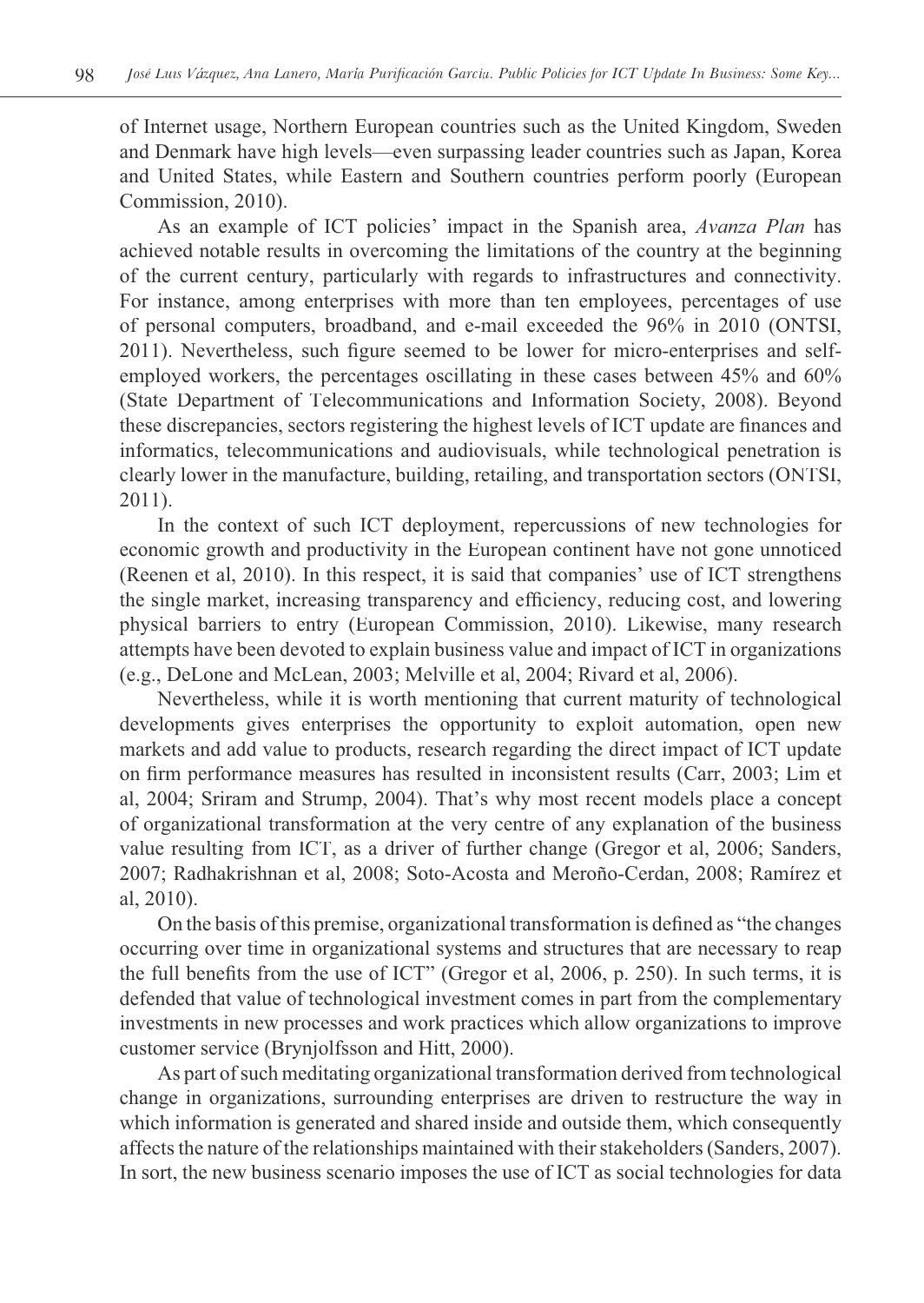of Internet usage, Northern European countries such as the United Kingdom, Sweden and Denmark have high levels—even surpassing leader countries such as Japan, Korea and United States, while Eastern and Southern countries perform poorly (European Commission, 2010).

As an example of ICT policies' impact in the Spanish area, *Avanza Plan* has achieved notable results in overcoming the limitations of the country at the beginning of the current century, particularly with regards to infrastructures and connectivity. For instance, among enterprises with more than ten employees, percentages of use of personal computers, broadband, and e-mail exceeded the 96% in 2010 (ONTSI, 2011). Nevertheless, such figure seemed to be lower for micro-enterprises and self-employed workers, the percentages oscillating in these cases between 45% and 60% (State Department of Telecommunications and Information Society, 2008). Beyond these discrepancies, sectors registering the highest levels of ICT update are finances and informatics, telecommunications and audiovisuals, while technological penetration is clearly lower in the manufacture, building, retailing, and transportation sectors (ONTSI, 2011).

In the context of such ICT deployment, repercussions of new technologies for economic growth and productivity in the European continent have not gone unnoticed (Reenen et al, 2010). In this respect, it is said that companies' use of ICT strengthens the single market, increasing transparency and efficiency, reducing cost, and lowering physical barriers to entry (European Commission, 2010). Likewise, many research attempts have been devoted to explain business value and impact of ICT in organizations (e.g., DeLone and McLean, 2003; Melville et al, 2004; Rivard et al, 2006).

Nevertheless, while it is worth mentioning that current maturity of technological developments gives enterprises the opportunity to exploit automation, open new markets and add value to products, research regarding the direct impact of ICT update on firm performance measures has resulted in inconsistent results (Carr, 2003; Lim et al, 2004; Sriram and Strump, 2004). That's why most recent models place a concept of organizational transformation at the very centre of any explanation of the business value resulting from ICT, as a driver of further change (Gregor et al, 2006; Sanders, 2007; Radhakrishnan et al, 2008; Soto-Acosta and Meroño-Cerdan, 2008; Ramírez et al, 2010).

On the basis of this premise, organizational transformation is defined as "the changes occurring over time in organizational systems and structures that are necessary to reap the full benefits from the use of ICT" (Gregor et al, 2006, p. 250). In such terms, it is defended that value of technological investment comes in part from the complementary investments in new processes and work practices which allow organizations to improve customer service (Brynjolfsson and Hitt, 2000).

As part of such meditating organizational transformation derived from technological change in organizations, surrounding enterprises are driven to restructure the way in which information is generated and shared inside and outside them, which consequently affects the nature of the relationships maintained with their stakeholders (Sanders, 2007). In sort, the new business scenario imposes the use of ICT as social technologies for data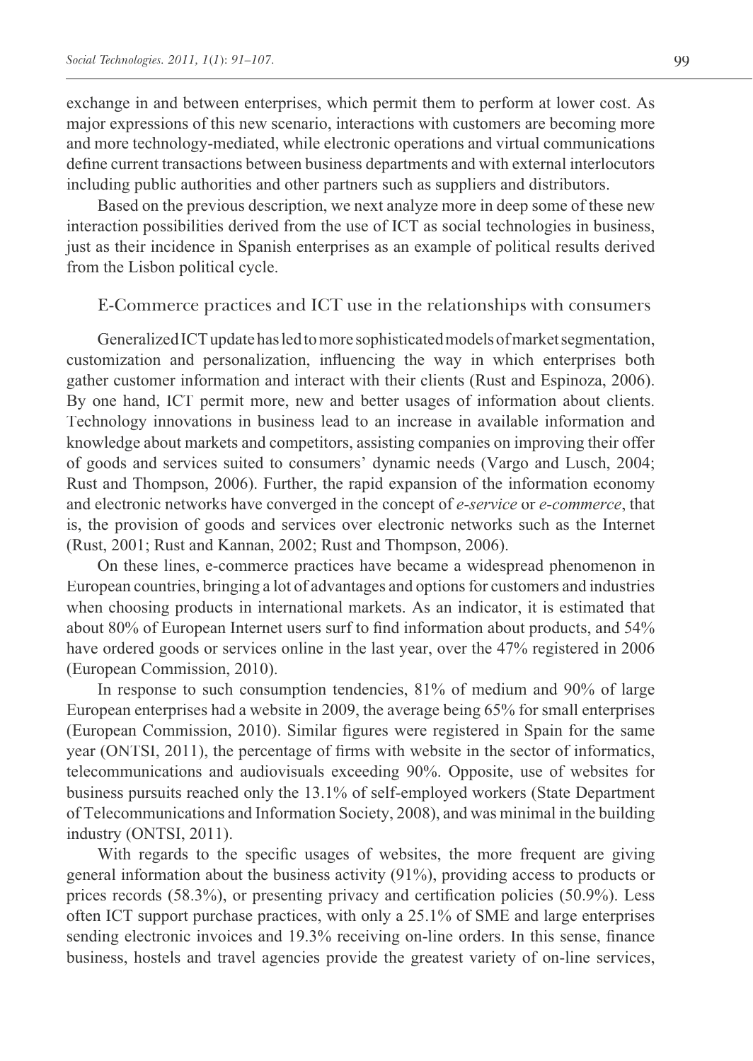exchange in and between enterprises, which permit them to perform at lower cost. As major expressions of this new scenario, interactions with customers are becoming more and more technology-mediated, while electronic operations and virtual communications define current transactions between business departments and with external interlocutors including public authorities and other partners such as suppliers and distributors.

Based on the previous description, we next analyze more in deep some of these new interaction possibilities derived from the use of ICT as social technologies in business, just as their incidence in Spanish enterprises as an example of political results derived from the Lisbon political cycle.

## E-Commerce practices and ICT use in the relationships with consumers

Generalized ICT update has led to more sophisticated models of market segmentation, customization and personalization, influencing the way in which enterprises both gather customer information and interact with their clients (Rust and Espinoza, 2006). By one hand, ICT permit more, new and better usages of information about clients. Technology innovations in business lead to an increase in available information and knowledge about markets and competitors, assisting companies on improving their offer of goods and services suited to consumers' dynamic needs (Vargo and Lusch, 2004; Rust and Thompson, 2006). Further, the rapid expansion of the information economy and electronic networks have converged in the concept of *e-service* or *e-commerce*, that is, the provision of goods and services over electronic networks such as the Internet (Rust, 2001; Rust and Kannan, 2002; Rust and Thompson, 2006).

On these lines, e-commerce practices have became a widespread phenomenon in European countries, bringing a lot of advantages and options for customers and industries when choosing products in international markets. As an indicator, it is estimated that about 80% of European Internet users surf to find information about products, and 54% have ordered goods or services online in the last year, over the 47% registered in 2006 (European Commission, 2010).

In response to such consumption tendencies, 81% of medium and 90% of large European enterprises had a website in 2009, the average being 65% for small enterprises (European Commission, 2010). Similar figures were registered in Spain for the same year (ONTSI, 2011), the percentage of firms with website in the sector of informatics, telecommunications and audiovisuals exceeding 90%. Opposite, use of websites for business pursuits reached only the 13.1% of self-employed workers (State Department of Telecommunications and Information Society, 2008), and was minimal in the building industry (ONTSI, 2011).

With regards to the specific usages of websites, the more frequent are giving general information about the business activity (91%), providing access to products or prices records (58.3%), or presenting privacy and certification policies (50.9%). Less often ICT support purchase practices, with only a 25.1% of SME and large enterprises sending electronic invoices and 19.3% receiving on-line orders. In this sense, finance business, hostels and travel agencies provide the greatest variety of on-line services,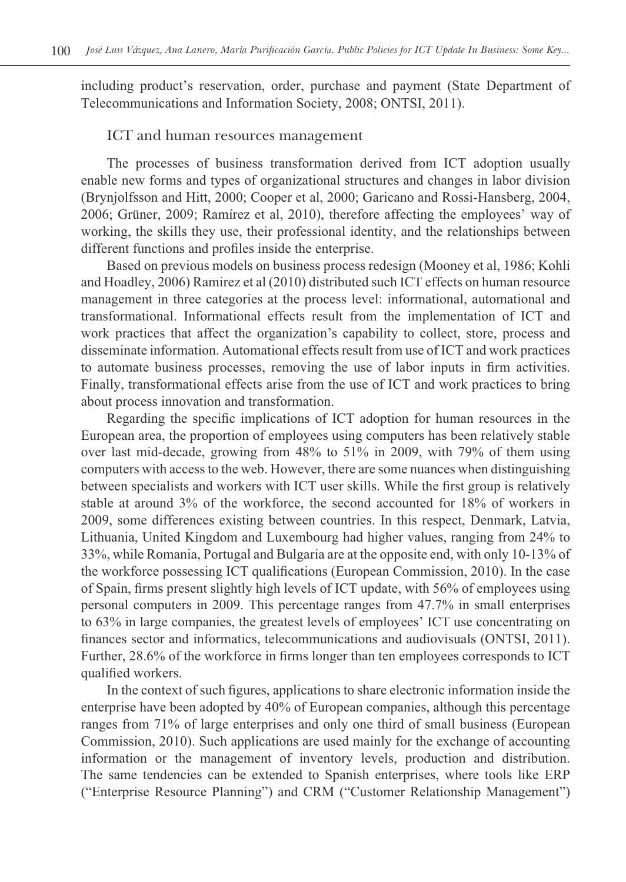including product's reservation, order, purchase and payment (State Department of Telecommunications and Information Society, 2008; ONTSI, 2011).

### ICT and human resources management

The processes of business transformation derived from ICT adoption usually enable new forms and types of organizational structures and changes in labor division (Brynjolfsson and Hitt, 2000; Cooper et al, 2000; Garicano and Rossi-Hansberg, 2004, 2006; Grüner, 2009; Ramírez et al, 2010), therefore affecting the employees' way of working, the skills they use, their professional identity, and the relationships between different functions and profiles inside the enterprise.

Based on previous models on business process redesign (Mooney et al, 1986; Kohli and Hoadley, 2006) Ramirez et al (2010) distributed such ICT effects on human resource management in three categories at the process level: informational, automational and transformational. Informational effects result from the implementation of ICT and work practices that affect the organization's capability to collect, store, process and disseminate information. Automational effects result from use of ICT and work practices to automate business processes, removing the use of labor inputs in firm activities. Finally, transformational effects arise from the use of ICT and work practices to bring about process innovation and transformation.

Regarding the specific implications of ICT adoption for human resources in the European area, the proportion of employees using computers has been relatively stable over last mid-decade, growing from 48% to 51% in 2009, with 79% of them using computers with access to the web. However, there are some nuances when distinguishing between specialists and workers with ICT user skills. While the first group is relatively stable at around 3% of the workforce, the second accounted for 18% of workers in 2009, some differences existing between countries. In this respect, Denmark, Latvia, Lithuania, United Kingdom and Luxembourg had higher values, ranging from 24% to 33%, while Romania, Portugal and Bulgaria are at the opposite end, with only 10-13% of the workforce possessing ICT qualifications (European Commission, 2010). In the case of Spain, firms present slightly high levels of ICT update, with 56% of employees using personal computers in 2009. This percentage ranges from 47.7% in small enterprises to 63% in large companies, the greatest levels of employees' ICT use concentrating on finances sector and informatics, telecommunications and audiovisuals (ONTSI, 2011). Further, 28.6% of the workforce in firms longer than ten employees corresponds to ICT qualified workers.

In the context of such figures, applications to share electronic information inside the enterprise have been adopted by 40% of European companies, although this percentage ranges from 71% of large enterprises and only one third of small business (European Commission, 2010). Such applications are used mainly for the exchange of accounting information or the management of inventory levels, production and distribution. The same tendencies can be extended to Spanish enterprises, where tools like ERP ("Enterprise Resource Planning") and CRM ("Customer Relationship Management")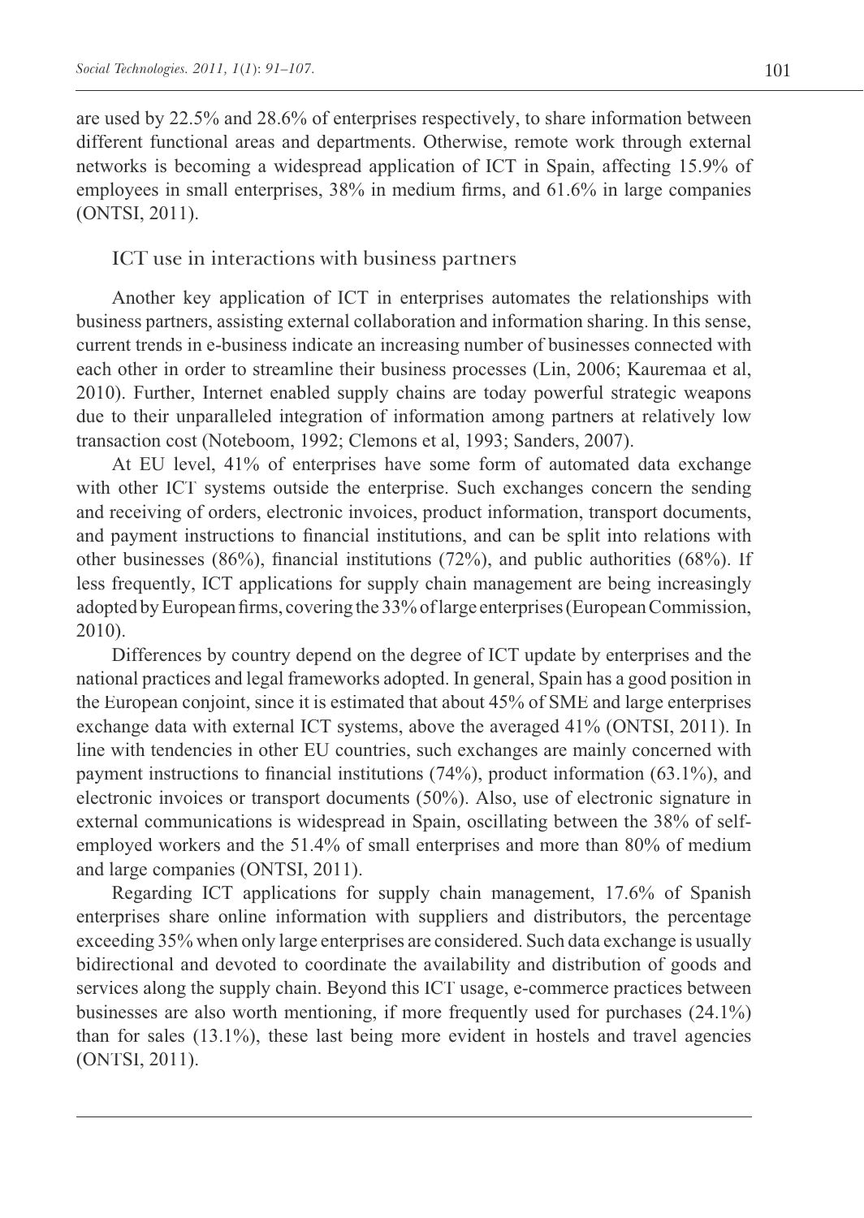are used by 22.5% and 28.6% of enterprises respectively, to share information between different functional areas and departments. Otherwise, remote work through external networks is becoming a widespread application of ICT in Spain, affecting 15.9% of employees in small enterprises, 38% in medium firms, and 61.6% in large companies (ONTSI, 2011).

### ICT use in interactions with business partners

Another key application of ICT in enterprises automates the relationships with business partners, assisting external collaboration and information sharing. In this sense, current trends in e-business indicate an increasing number of businesses connected with each other in order to streamline their business processes (Lin, 2006; Kauremaa et al, 2010). Further, Internet enabled supply chains are today powerful strategic weapons due to their unparalleled integration of information among partners at relatively low transaction cost (Noteboom, 1992; Clemons et al, 1993; Sanders, 2007).

At EU level, 41% of enterprises have some form of automated data exchange with other ICT systems outside the enterprise. Such exchanges concern the sending and receiving of orders, electronic invoices, product information, transport documents, and payment instructions to financial institutions, and can be split into relations with other businesses (86%), financial institutions (72%), and public authorities (68%). If less frequently, ICT applications for supply chain management are being increasingly adopted by European firms, covering the 33% of large enterprises (European Commission, 2010).

Differences by country depend on the degree of ICT update by enterprises and the national practices and legal frameworks adopted. In general, Spain has a good position in the European conjoint, since it is estimated that about 45% of SME and large enterprises exchange data with external ICT systems, above the averaged 41% (ONTSI, 2011). In line with tendencies in other EU countries, such exchanges are mainly concerned with payment instructions to financial institutions (74%), product information (63.1%), and electronic invoices or transport documents (50%). Also, use of electronic signature in external communications is widespread in Spain, oscillating between the 38% of self-employed workers and the 51.4% of small enterprises and more than 80% of medium and large companies (ONTSI, 2011).

Regarding ICT applications for supply chain management, 17.6% of Spanish enterprises share online information with suppliers and distributors, the percentage exceeding 35% when only large enterprises are considered. Such data exchange is usually bidirectional and devoted to coordinate the availability and distribution of goods and services along the supply chain. Beyond this ICT usage, e-commerce practices between businesses are also worth mentioning, if more frequently used for purchases (24.1%) than for sales (13.1%), these last being more evident in hostels and travel agencies (ONTSI, 2011).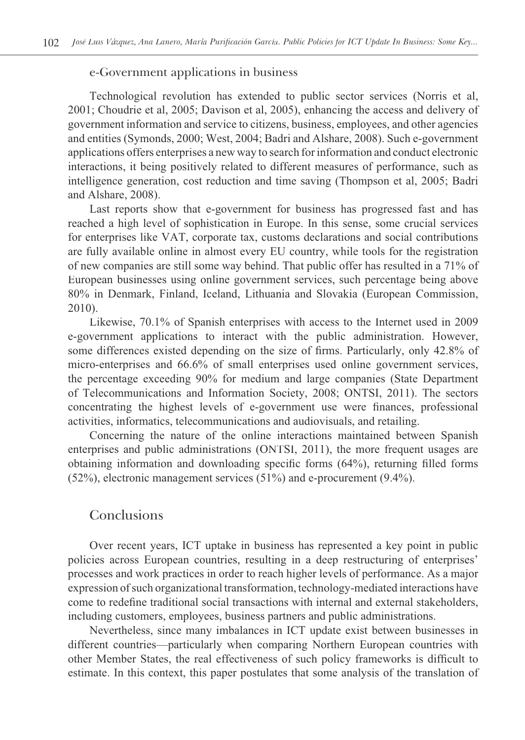### e-Government applications in business

Technological revolution has extended to public sector services (Norris et al, 2001; Choudrie et al, 2005; Davison et al, 2005), enhancing the access and delivery of government information and service to citizens, business, employees, and other agencies and entities (Symonds, 2000; West, 2004; Badri and Alshare, 2008). Such e-government applications offers enterprises a new way to search for information and conduct electronic interactions, it being positively related to different measures of performance, such as intelligence generation, cost reduction and time saving (Thompson et al, 2005; Badri and Alshare, 2008).

Last reports show that e-government for business has progressed fast and has reached a high level of sophistication in Europe. In this sense, some crucial services for enterprises like VAT, corporate tax, customs declarations and social contributions are fully available online in almost every EU country, while tools for the registration of new companies are still some way behind. That public offer has resulted in a 71% of European businesses using online government services, such percentage being above 80% in Denmark, Finland, Iceland, Lithuania and Slovakia (European Commission, 2010).

Likewise, 70.1% of Spanish enterprises with access to the Internet used in 2009 e-government applications to interact with the public administration. However, some differences existed depending on the size of firms. Particularly, only 42.8% of micro-enterprises and 66.6% of small enterprises used online government services, the percentage exceeding 90% for medium and large companies (State Department of Telecommunications and Information Society, 2008; ONTSI, 2011). The sectors concentrating the highest levels of e-government use were finances, professional activities, informatics, telecommunications and audiovisuals, and retailing.

Concerning the nature of the online interactions maintained between Spanish enterprises and public administrations (ONTSI, 2011), the more frequent usages are obtaining information and downloading specific forms (64%), returning filled forms (52%), electronic management services (51%) and e-procurement (9.4%).

## Conclusions

Over recent years, ICT uptake in business has represented a key point in public policies across European countries, resulting in a deep restructuring of enterprises' processes and work practices in order to reach higher levels of performance. As a major expression of such organizational transformation, technology-mediated interactions have come to redefine traditional social transactions with internal and external stakeholders, including customers, employees, business partners and public administrations.

Nevertheless, since many imbalances in ICT update exist between businesses in different countries—particularly when comparing Northern European countries with other Member States, the real effectiveness of such policy frameworks is difficult to estimate. In this context, this paper postulates that some analysis of the translation of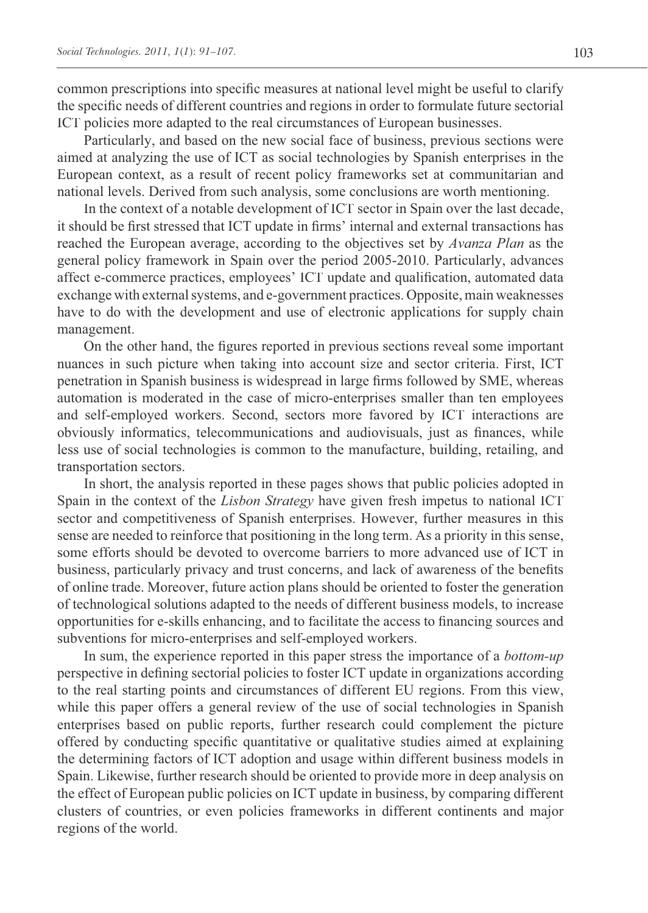common prescriptions into specific measures at national level might be useful to clarify the specific needs of different countries and regions in order to formulate future sectorial ICT policies more adapted to the real circumstances of European businesses.

Particularly, and based on the new social face of business, previous sections were aimed at analyzing the use of ICT as social technologies by Spanish enterprises in the European context, as a result of recent policy frameworks set at communitarian and national levels. Derived from such analysis, some conclusions are worth mentioning.

In the context of a notable development of ICT sector in Spain over the last decade, it should be first stressed that ICT update in firms' internal and external transactions has reached the European average, according to the objectives set by *Avanza Plan* as the general policy framework in Spain over the period 2005-2010. Particularly, advances affect e-commerce practices, employees' ICT update and qualification, automated data exchange with external systems, and e-government practices. Opposite, main weaknesses have to do with the development and use of electronic applications for supply chain management.

On the other hand, the figures reported in previous sections reveal some important nuances in such picture when taking into account size and sector criteria. First, ICT penetration in Spanish business is widespread in large firms followed by SME, whereas automation is moderated in the case of micro-enterprises smaller than ten employees and self-employed workers. Second, sectors more favored by ICT interactions are obviously informatics, telecommunications and audiovisuals, just as finances, while less use of social technologies is common to the manufacture, building, retailing, and transportation sectors.

In short, the analysis reported in these pages shows that public policies adopted in Spain in the context of the *Lisbon Strategy* have given fresh impetus to national ICT sector and competitiveness of Spanish enterprises. However, further measures in this sense are needed to reinforce that positioning in the long term. As a priority in this sense, some efforts should be devoted to overcome barriers to more advanced use of ICT in business, particularly privacy and trust concerns, and lack of awareness of the benefits of online trade. Moreover, future action plans should be oriented to foster the generation of technological solutions adapted to the needs of different business models, to increase opportunities for e-skills enhancing, and to facilitate the access to financing sources and subventions for micro-enterprises and self-employed workers.

In sum, the experience reported in this paper stress the importance of a *bottom-up* perspective in defining sectorial policies to foster ICT update in organizations according to the real starting points and circumstances of different EU regions. From this view, while this paper offers a general review of the use of social technologies in Spanish enterprises based on public reports, further research could complement the picture offered by conducting specific quantitative or qualitative studies aimed at explaining the determining factors of ICT adoption and usage within different business models in Spain. Likewise, further research should be oriented to provide more in deep analysis on the effect of European public policies on ICT update in business, by comparing different clusters of countries, or even policies frameworks in different continents and major regions of the world.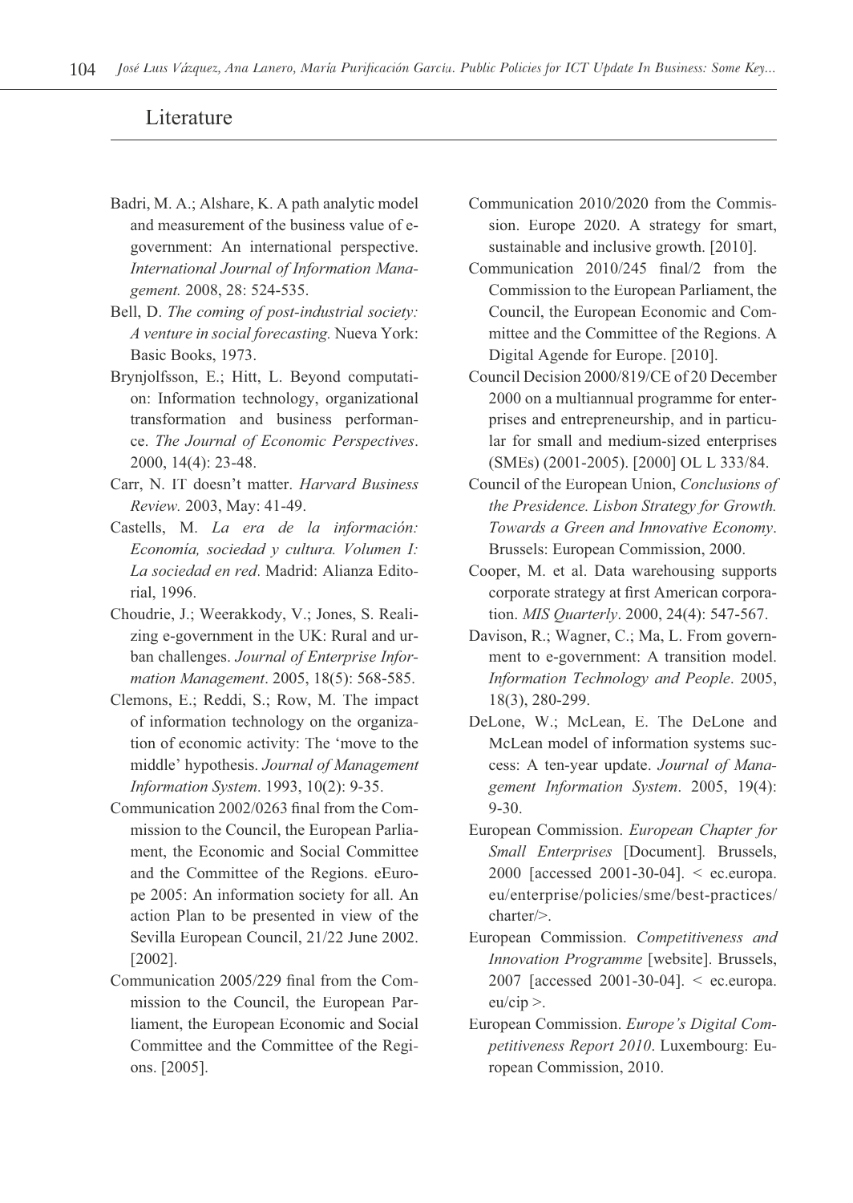## Literature

Badri, M. A.; Alshare, K. A path analytic model and measurement of the business value of e-government: An international perspective. *International Journal of Information Management.* 2008, 28: 524-535.

Bell, D. *The coming of post-industrial society: A venture in social forecasting.* Nueva York: Basic Books, 1973.

Brynjolfsson, E.; Hitt, L. Beyond computation: Information technology, organizational transformation and business performance. *The Journal of Economic Perspectives*. 2000, 14(4): 23-48.

Carr, N. IT doesn't matter. *Harvard Business Review.* 2003, May: 41-49.

Castells, M. *La era de la información: Economía, sociedad y cultura. Volumen I: La sociedad en red.* Madrid: Alianza Editorial, 1996.

Choudrie, J.; Weerakkody, V.; Jones, S. Realizing e-government in the UK: Rural and urban challenges. *Journal of Enterprise Information Management*. 2005, 18(5): 568-585.

Clemons, E.; Reddi, S.; Row, M. The impact of information technology on the organization of economic activity: The 'move to the middle' hypothesis. *Journal of Management Information System*. 1993, 10(2): 9-35.

Communication 2002/0263 final from the Commission to the Council, the European Parliament, the Economic and Social Committee and the Committee of the Regions. eEurope 2005: An information society for all. An action Plan to be presented in view of the Sevilla European Council, 21/22 June 2002. [2002].

Communication 2005/229 final from the Commission to the Council, the European Parliament, the European Economic and Social Committee and the Committee of the Regions. [2005].

Communication 2010/2020 from the Commission. Europe 2020. A strategy for smart, sustainable and inclusive growth. [2010].

Communication 2010/245 final/2 from the Commission to the European Parliament, the Council, the European Economic and Committee and the Committee of the Regions. A Digital Agende for Europe. [2010].

Council Decision 2000/819/CE of 20 December 2000 on a multiannual programme for enterprises and entrepreneurship, and in particular for small and medium-sized enterprises (SMEs) (2001-2005). [2000] OL L 333/84.

Council of the European Union, *Conclusions of the Presidence. Lisbon Strategy for Growth. Towards a Green and Innovative Economy*. Brussels: European Commission, 2000.

Cooper, M. et al. Data warehousing supports corporate strategy at first American corporation. *MIS Quarterly*. 2000, 24(4): 547-567.

Davison, R.; Wagner, C.; Ma, L. From government to e-government: A transition model. *Information Technology and People*. 2005, 18(3), 280-299.

DeLone, W.; McLean, E. The DeLone and McLean model of information systems success: A ten-year update. *Journal of Management Information System*. 2005, 19(4): 9-30.

European Commission. *European Chapter for Small Enterprises* [Document]*.* Brussels, 2000 [accessed 2001-30-04]. < ec.europa.eu/enterprise/policies/sme/best-practices/charter/>.

European Commission. *Competitiveness and Innovation Programme* [website]. Brussels, 2007 [accessed 2001-30-04]. < ec.europa.eu/cip >.

European Commission. *Europe's Digital Competitiveness Report 2010*. Luxembourg: European Commission, 2010.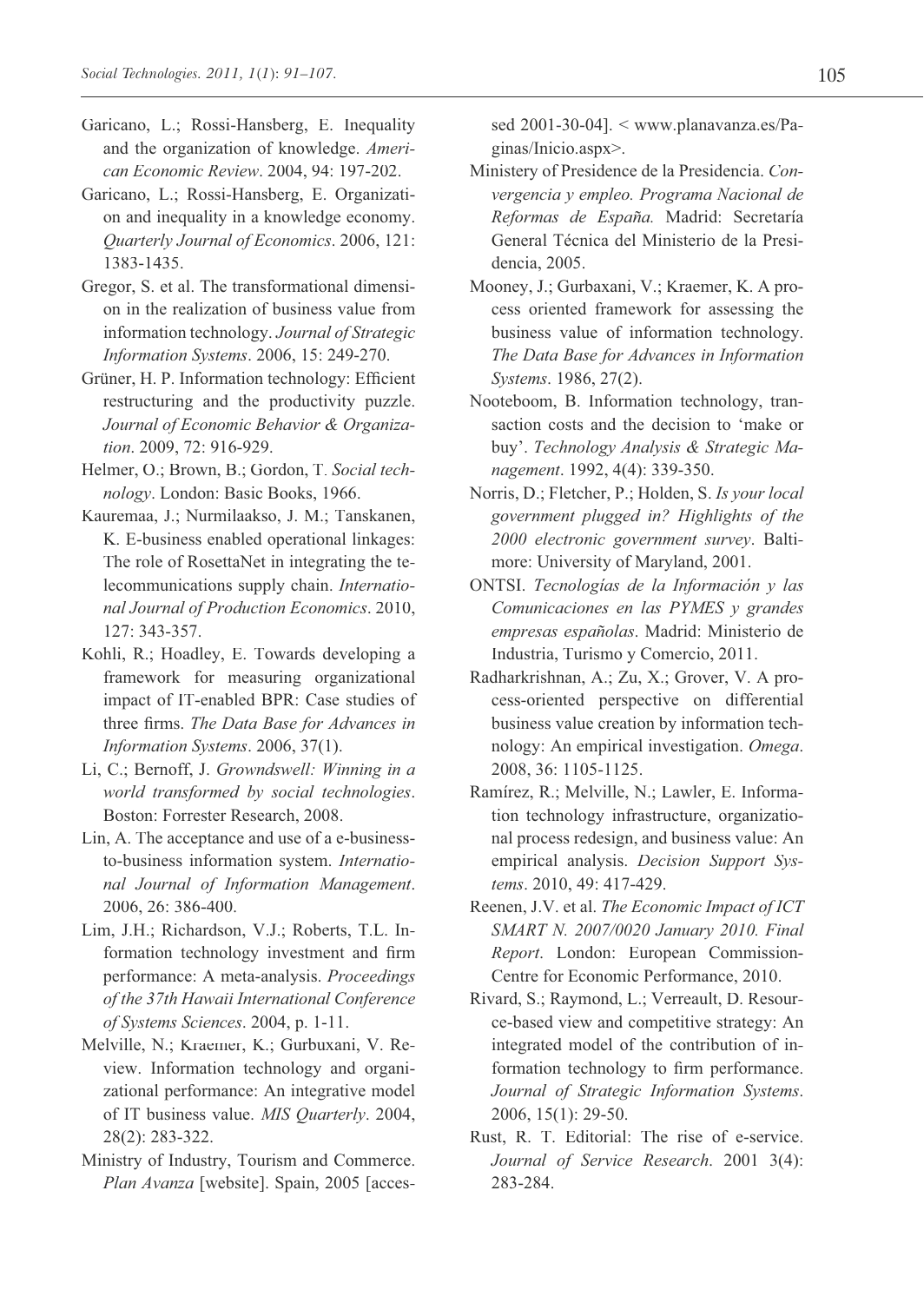Garicano, L.; Rossi-Hansberg, E. Inequality and the organization of knowledge. *American Economic Review*. 2004, 94: 197-202.

Garicano, L.; Rossi-Hansberg, E. Organization and inequality in a knowledge economy. *Quarterly Journal of Economics*. 2006, 121: 1383-1435.

Gregor, S. et al. The transformational dimension in the realization of business value from information technology. *Journal of Strategic Information Systems*. 2006, 15: 249-270.

Grüner, H. P. Information technology: Efficient restructuring and the productivity puzzle. *Journal of Economic Behavior & Organization*. 2009, 72: 916-929.

Helmer, O.; Brown, B.; Gordon, T. *Social technology*. London: Basic Books, 1966.

Kauremaa, J.; Nurmilaakso, J. M.; Tanskanen, K. E-business enabled operational linkages: The role of RosettaNet in integrating the telecommunications supply chain. *International Journal of Production Economics*. 2010, 127: 343-357.

Kohli, R.; Hoadley, E. Towards developing a framework for measuring organizational impact of IT-enabled BPR: Case studies of three firms. *The Data Base for Advances in Information Systems*. 2006, 37(1).

Li, C.; Bernoff, J. *Growndswell: Winning in a world transformed by social technologies*. Boston: Forrester Research, 2008.

Lin, A. The acceptance and use of a e-business-to-business information system. *International Journal of Information Management*. 2006, 26: 386-400.

Lim, J.H.; Richardson, V.J.; Roberts, T.L. Information technology investment and firm performance: A meta-analysis. *Proceedings of the 37th Hawaii International Conference of Systems Sciences*. 2004, p. 1-11.

Melville, N.; Kraemer, K.; Gurbuxani, V. Review. Information technology and organizational performance: An integrative model of IT business value. *MIS Quarterly*. 2004, 28(2): 283-322.

Ministry of Industry, Tourism and Commerce. *Plan Avanza* [website]. Spain, 2005 [accessed 2001-30-04]. < www.planavanza.es/Paginas/Inicio.aspx>.

Ministery of Presidence de la Presidencia. *Convergencia y empleo. Programa Nacional de Reformas de España.* Madrid: Secretaría General Técnica del Ministerio de la Presidencia, 2005.

Mooney, J.; Gurbaxani, V.; Kraemer, K. A process oriented framework for assessing the business value of information technology. *The Data Base for Advances in Information Systems*. 1986, 27(2).

Nooteboom, B. Information technology, transaction costs and the decision to 'make or buy'. *Technology Analysis & Strategic Management*. 1992, 4(4): 339-350.

Norris, D.; Fletcher, P.; Holden, S. *Is your local government plugged in? Highlights of the 2000 electronic government survey*. Baltimore: University of Maryland, 2001.

ONTSI. *Tecnologías de la Información y las Comunicaciones en las PYMES y grandes empresas españolas*. Madrid: Ministerio de Industria, Turismo y Comercio, 2011.

Radharkrishnan, A.; Zu, X.; Grover, V. A process-oriented perspective on differential business value creation by information technology: An empirical investigation. *Omega*. 2008, 36: 1105-1125.

Ramírez, R.; Melville, N.; Lawler, E. Information technology infrastructure, organizational process redesign, and business value: An empirical analysis. *Decision Support Systems*. 2010, 49: 417-429.

Reenen, J.V. et al. *The Economic Impact of ICT SMART N. 2007/0020 January 2010. Final Report*. London: European Commission-Centre for Economic Performance, 2010.

Rivard, S.; Raymond, L.; Verreault, D. Resource-based view and competitive strategy: An integrated model of the contribution of information technology to firm performance. *Journal of Strategic Information Systems*. 2006, 15(1): 29-50.

Rust, R. T. Editorial: The rise of e-service. *Journal of Service Research*. 2001 3(4): 283-284.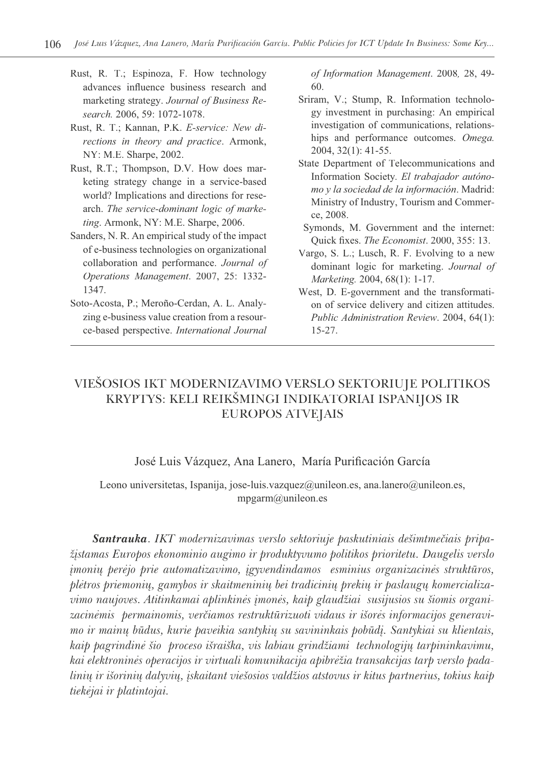Rust, R. T.; Espinoza, F. How technology advances influence business research and marketing strategy. *Journal of Business Research.* 2006, 59: 1072-1078.

Rust, R. T.; Kannan, P.K. *E-service: New directions in theory and practice*. Armonk, NY: M.E. Sharpe, 2002.

Rust, R.T.; Thompson, D.V. How does marketing strategy change in a service-based world? Implications and directions for research. *The service-dominant logic of marketing*. Armonk, NY: M.E. Sharpe, 2006.

Sanders, N. R. An empirical study of the impact of e-business technologies on organizational collaboration and performance. *Journal of Operations Management*. 2007, 25: 1332-1347.

Soto-Acosta, P.; Meroño-Cerdan, A. L. Analyzing e-business value creation from a resource-based perspective. *International Journal of Information Management*. 2008, 28, 49-60.

Sriram, V.; Stump, R. Information technology investment in purchasing: An empirical investigation of communications, relationships and performance outcomes. *Omega.* 2004, 32(1): 41-55.

State Department of Telecommunications and Information Society. *El trabajador autónomo y la sociedad de la información*. Madrid: Ministry of Industry, Tourism and Commerce, 2008.

Symonds, M. Government and the internet: Quick fixes. *The Economist*. 2000, 355: 13.

Vargo, S. L.; Lusch, R. F. Evolving to a new dominant logic for marketing. *Journal of Marketing.* 2004, 68(1): 1-17.

West, D. E-government and the transformation of service delivery and citizen attitudes. *Public Administration Review*. 2004, 64(1): 15-27.

# VIEŠOSIOS IKT MODERNIZAVIMO VERSLO SEKTORIUJE POLITIKOS KRYPTYS: KELI REIKŠMINGI INDIKATORIAI ISPANIJOS IR EUROPOS ATVEJAIS

José Luis Vázquez, Ana Lanero, María Purificación García

Leono universitetas, Ispanija, jose-luis.vazquez@unileon.es, ana.lanero@unileon.es, mpgarm@unileon.es

***Santrauka***. *IKT modernizavimas verslo sektoriuje paskutiniais dešimtmečiais pripažįstamas Europos ekonominio augimo ir produktyvumo politikos prioritetu. Daugelis verslo įmonių perėjo prie automatizavimo, įgyvendindamos esminius organizacinės struktūros, plėtros priemonių, gamybos ir skaitmeninių bei tradicinių prekių ir paslaugų komercializavimo naujoves. Atitinkamai aplinkinės įmonės, kaip glaudžiai susijusios su šiomis organizacinėmis permainomis, verčiamos restruktūrizuoti vidaus ir išorės informacijos generavimo ir mainų būdus, kurie paveikia santykių su savininkais pobūdį. Santykiai su klientais, kaip pagrindinė šio proceso išraiška, vis labiau grindžiami technologijų tarpininkavimu, kai elektroninės operacijos ir virtuali komunikacija apibrėžia transakcijas tarp verslo padalinių ir išorinių dalyvių, įskaitant viešosios valdžios atstovus ir kitus partnerius, tokius kaip tiekėjai ir platintojai.*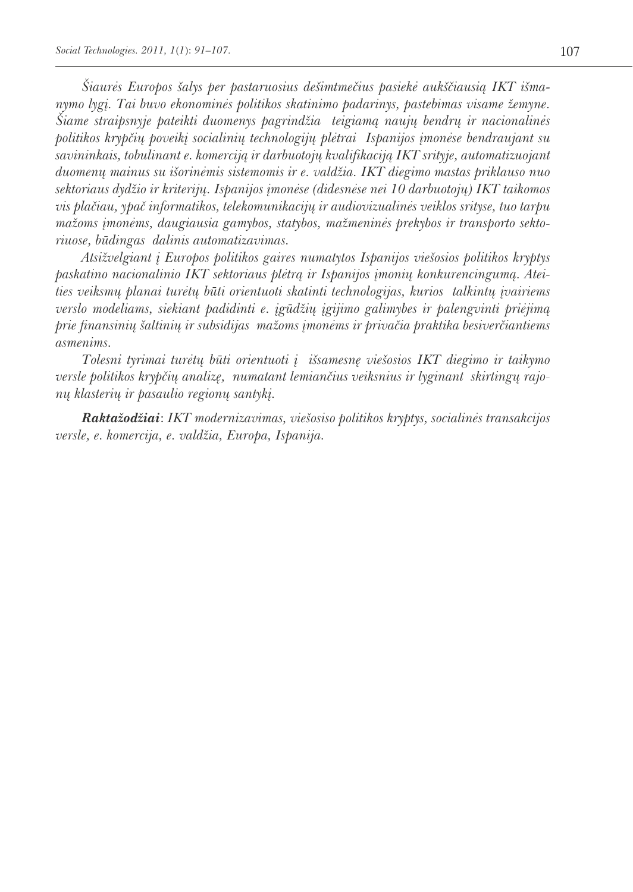*Šiaurės Europos šalys per pastaruosius dešimtmečius pasiekė aukščiausią IKT išmanymo lygį. Tai buvo ekonominės politikos skatinimo padarinys, pastebimas visame žemyne. Šiame straipsnyje pateikti duomenys pagrindžia teigiamą naujų bendrų ir nacionalinės politikos krypčių poveikį socialinių technologijų plėtrai Ispanijos įmonėse bendraujant su savininkais, tobulinant e. komerciją ir darbuotojų kvalifikaciją IKT srityje, automatizuojant duomenų mainus su išorinėmis sistemomis ir e. valdžia. IKT diegimo mastas priklauso nuo sektoriaus dydžio ir kriterijų. Ispanijos įmonėse (didesnėse nei 10 darbuotojų) IKT taikomos vis plačiau, ypač informatikos, telekomunikacijų ir audiovizualinės veiklos srityse, tuo tarpu mažoms įmonėms, daugiausia gamybos, statybos, mažmeninės prekybos ir transporto sektoriuose, būdingas dalinis automatizavimas.*

*Atsižvelgiant į Europos politikos gaires numatytos Ispanijos viešosios politikos kryptys paskatino nacionalinio IKT sektoriaus plėtrą ir Ispanijos įmonių konkurencingumą. Ateities veiksmų planai turėtų būti orientuoti skatinti technologijas, kurios talkintų įvairiems verslo modeliams, siekiant padidinti e. įgūdžių įgijimo galimybes ir palengvinti priėjimą prie finansinių šaltinių ir subsidijas mažoms įmonėms ir privačia praktika besiverčiantiems asmenims.*

*Tolesni tyrimai turėtų būti orientuoti į išsamesnę viešosios IKT diegimo ir taikymo versle politikos krypčių analizę, numatant lemiančius veiksnius ir lyginant skirtingų rajonų klasterių ir pasaulio regionų santykį.*

***Raktažodžiai***: *IKT modernizavimas, viešosiso politikos kryptys, socialinės transakcijos versle, e. komercija, e. valdžia, Europa, Ispanija.*